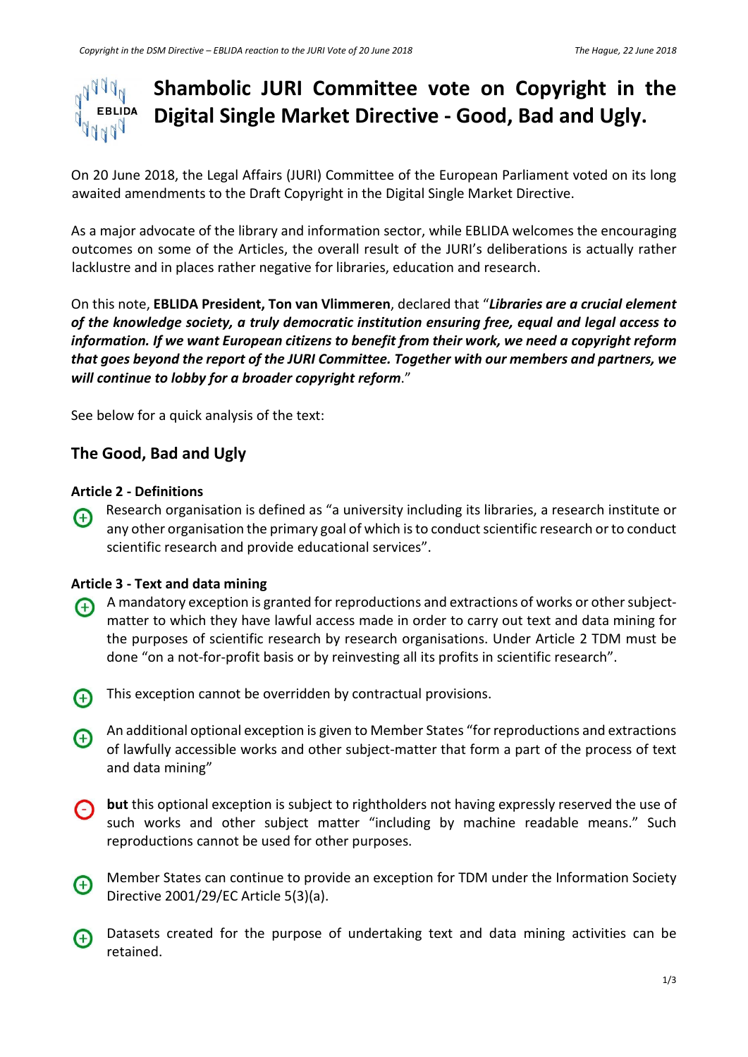# Shambolic JURI Committee vote on Copyright in the Digital Single Market Directive - Good, Bad and Ugly.

On 20 June 2018, the Legal Affairs (JURI) Committee of the European Parliament voted on its long awaited amendments to the Draft Copyright in the Digital Single Market Directive.

As a major advocate of the library and information sector, while EBLIDA welcomes the encouraging outcomes on some of the Articles, the overall result of the JURI's deliberations is actually rather lacklustre and in places rather negative for libraries, education and research.

On this note, **EBLIDA President, Ton van Vlimmeren**, declared that "***Libraries are a crucial element of the knowledge society, a truly democratic institution ensuring free, equal and legal access to information. If we want European citizens to benefit from their work, we need a copyright reform that goes beyond the report of the JURI Committee. Together with our members and partners, we will continue to lobby for a broader copyright reform***."

See below for a quick analysis of the text:

## The Good, Bad and Ugly

### Article 2 - Definitions

(+) Research organisation is defined as "a university including its libraries, a research institute or any other organisation the primary goal of which is to conduct scientific research or to conduct scientific research and provide educational services".

### Article 3 - Text and data mining

(+) A mandatory exception is granted for reproductions and extractions of works or other subject-matter to which they have lawful access made in order to carry out text and data mining for the purposes of scientific research by research organisations. Under Article 2 TDM must be done "on a not-for-profit basis or by reinvesting all its profits in scientific research".

(+) This exception cannot be overridden by contractual provisions.

(+) An additional optional exception is given to Member States "for reproductions and extractions of lawfully accessible works and other subject-matter that form a part of the process of text and data mining"

(-) **but** this optional exception is subject to rightholders not having expressly reserved the use of such works and other subject matter "including by machine readable means." Such reproductions cannot be used for other purposes.

(+) Member States can continue to provide an exception for TDM under the Information Society Directive 2001/29/EC Article 5(3)(a).

(+) Datasets created for the purpose of undertaking text and data mining activities can be retained.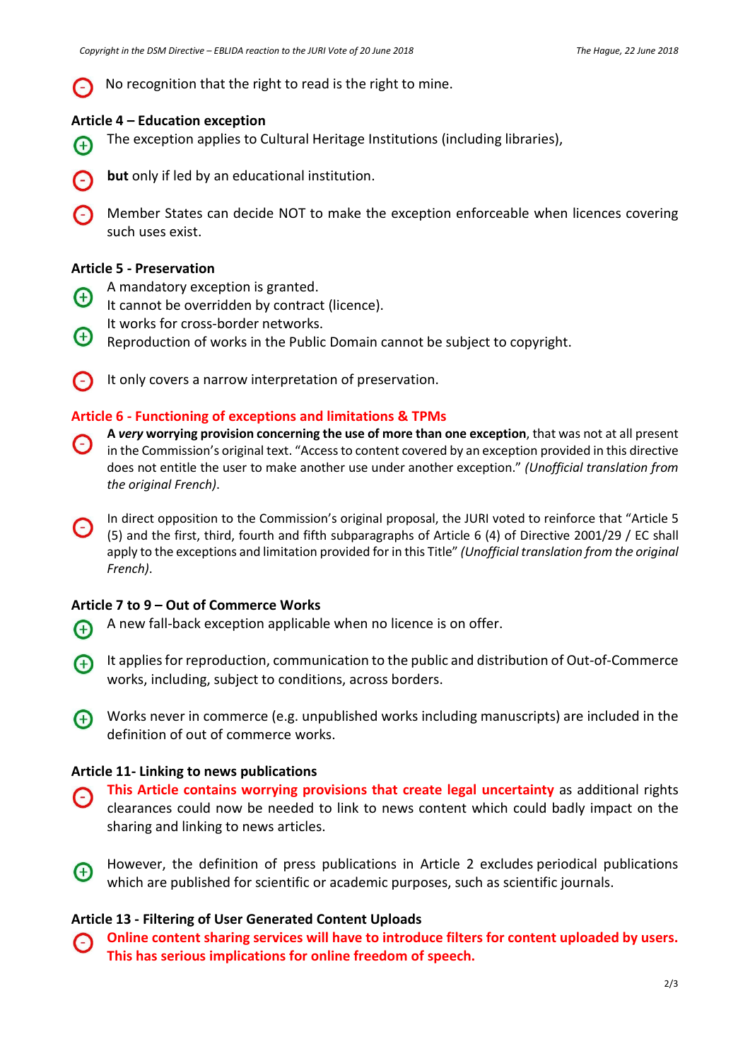(-) No recognition that the right to read is the right to mine.

### Article 4 – Education exception

(+) The exception applies to Cultural Heritage Institutions (including libraries),

(-) **but** only if led by an educational institution.

(-) Member States can decide NOT to make the exception enforceable when licences covering such uses exist.

### Article 5 - Preservation

(+) A mandatory exception is granted.
It cannot be overridden by contract (licence).
It works for cross-border networks.

(+) Reproduction of works in the Public Domain cannot be subject to copyright.

(-) It only covers a narrow interpretation of preservation.

### Article 6 - Functioning of exceptions and limitations & TPMs

(-) **A *very* worrying provision concerning the use of more than one exception**, that was not at all present in the Commission's original text. "Access to content covered by an exception provided in this directive does not entitle the user to make another use under another exception." *(Unofficial translation from the original French)*.

(-) In direct opposition to the Commission's original proposal, the JURI voted to reinforce that "Article 5 (5) and the first, third, fourth and fifth subparagraphs of Article 6 (4) of Directive 2001/29 / EC shall apply to the exceptions and limitation provided for in this Title" *(Unofficial translation from the original French)*.

### Article 7 to 9 – Out of Commerce Works

(+) A new fall-back exception applicable when no licence is on offer.

(+) It applies for reproduction, communication to the public and distribution of Out-of-Commerce works, including, subject to conditions, across borders.

(+) Works never in commerce (e.g. unpublished works including manuscripts) are included in the definition of out of commerce works.

### Article 11- Linking to news publications

(-) **This Article contains worrying provisions that create legal uncertainty** as additional rights clearances could now be needed to link to news content which could badly impact on the sharing and linking to news articles.

(+) However, the definition of press publications in Article 2 excludes periodical publications which are published for scientific or academic purposes, such as scientific journals.

### Article 13 - Filtering of User Generated Content Uploads

(-) **Online content sharing services will have to introduce filters for content uploaded by users. This has serious implications for online freedom of speech.**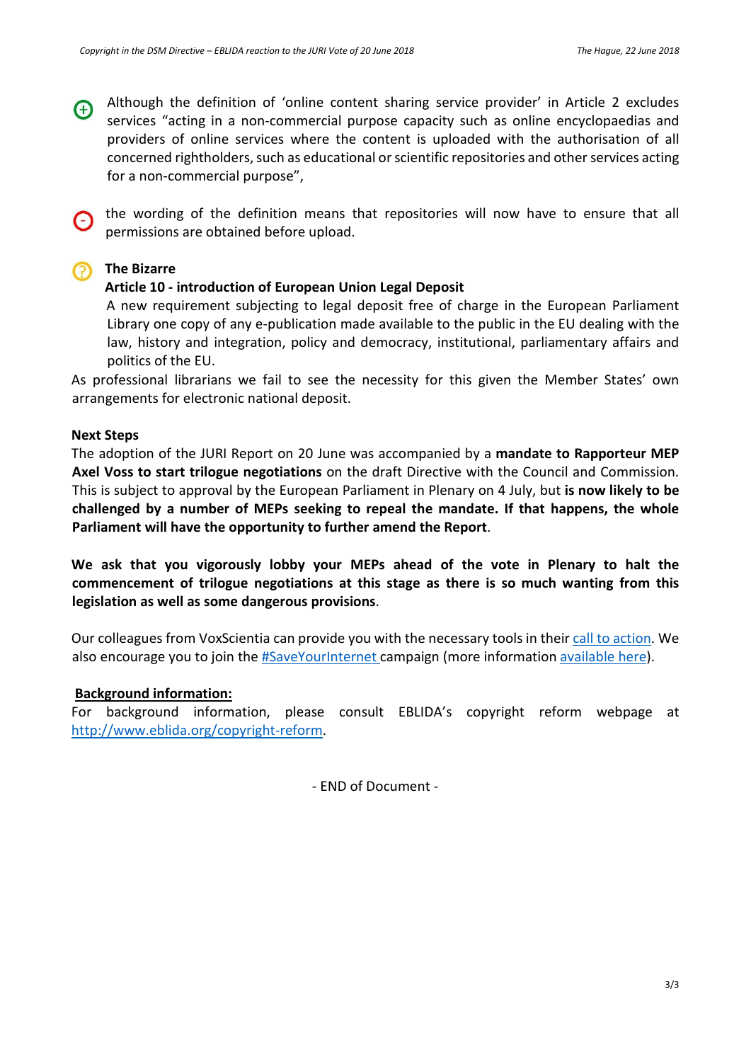⊕ Although the definition of 'online content sharing service provider' in Article 2 excludes services "acting in a non-commercial purpose capacity such as online encyclopaedias and providers of online services where the content is uploaded with the authorisation of all concerned rightholders, such as educational or scientific repositories and other services acting for a non-commercial purpose",

⊖ the wording of the definition means that repositories will now have to ensure that all permissions are obtained before upload.

**The Bizarre**

**Article 10 - introduction of European Union Legal Deposit**

A new requirement subjecting to legal deposit free of charge in the European Parliament Library one copy of any e-publication made available to the public in the EU dealing with the law, history and integration, policy and democracy, institutional, parliamentary affairs and politics of the EU.

As professional librarians we fail to see the necessity for this given the Member States' own arrangements for electronic national deposit.

**Next Steps**

The adoption of the JURI Report on 20 June was accompanied by a **mandate to Rapporteur MEP Axel Voss to start trilogue negotiations** on the draft Directive with the Council and Commission. This is subject to approval by the European Parliament in Plenary on 4 July, but **is now likely to be challenged by a number of MEPs seeking to repeal the mandate. If that happens, the whole Parliament will have the opportunity to further amend the Report**.

**We ask that you vigorously lobby your MEPs ahead of the vote in Plenary to halt the commencement of trilogue negotiations at this stage as there is so much wanting from this legislation as well as some dangerous provisions**.

Our colleagues from VoxScientia can provide you with the necessary tools in their call to action. We also encourage you to join the #SaveYourInternet campaign (more information available here).

**Background information:**

For background information, please consult EBLIDA's copyright reform webpage at http://www.eblida.org/copyright-reform.

- END of Document -